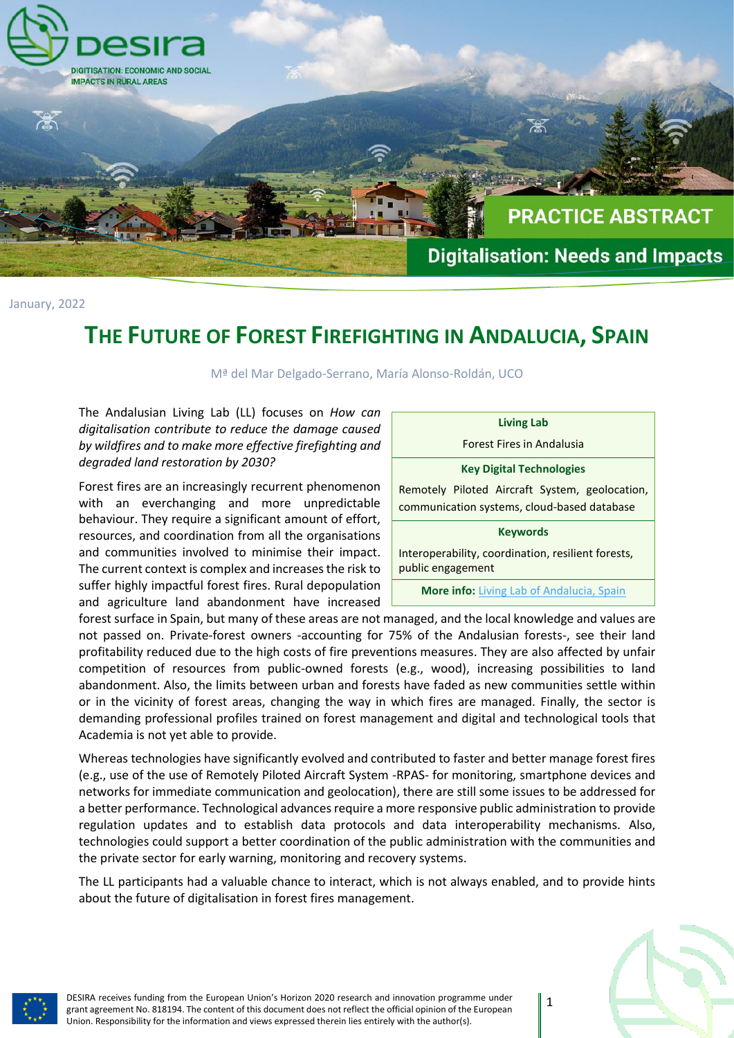**desira** — DIGITISATION: ECONOMIC AND SOCIAL IMPACTS IN RURAL AREAS

**PRACTICE ABSTRACT**

**Digitalisation: Needs and Impacts**

January, 2022

# The Future of Forest Firefighting in Andalucia, Spain

Mª del Mar Delgado-Serrano, María Alonso-Roldán, UCO

| **Living Lab** |
| --- |
| Forest Fires in Andalusia |
| **Key Digital Technologies** |
| Remotely Piloted Aircraft System, geolocation, communication systems, cloud-based database |
| **Keywords** |
| Interoperability, coordination, resilient forests, public engagement |
| **More info:** [Living Lab of Andalucia, Spain]() |

The Andalusian Living Lab (LL) focuses on *How can digitalisation contribute to reduce the damage caused by wildfires and to make more effective firefighting and degraded land restoration by 2030?*

Forest fires are an increasingly recurrent phenomenon with an everchanging and more unpredictable behaviour. They require a significant amount of effort, resources, and coordination from all the organisations and communities involved to minimise their impact. The current context is complex and increases the risk to suffer highly impactful forest fires. Rural depopulation and agriculture land abandonment have increased forest surface in Spain, but many of these areas are not managed, and the local knowledge and values are not passed on. Private-forest owners -accounting for 75% of the Andalusian forests-, see their land profitability reduced due to the high costs of fire preventions measures. They are also affected by unfair competition of resources from public-owned forests (e.g., wood), increasing possibilities to land abandonment. Also, the limits between urban and forests have faded as new communities settle within or in the vicinity of forest areas, changing the way in which fires are managed. Finally, the sector is demanding professional profiles trained on forest management and digital and technological tools that Academia is not yet able to provide.

Whereas technologies have significantly evolved and contributed to faster and better manage forest fires (e.g., use of the use of Remotely Piloted Aircraft System -RPAS- for monitoring, smartphone devices and networks for immediate communication and geolocation), there are still some issues to be addressed for a better performance. Technological advances require a more responsive public administration to provide regulation updates and to establish data protocols and data interoperability mechanisms. Also, technologies could support a better coordination of the public administration with the communities and the private sector for early warning, monitoring and recovery systems.

The LL participants had a valuable chance to interact, which is not always enabled, and to provide hints about the future of digitalisation in forest fires management.

DESIRA receives funding from the European Union's Horizon 2020 research and innovation programme under grant agreement No. 818194. The content of this document does not reflect the official opinion of the European Union. Responsibility for the information and views expressed therein lies entirely with the author(s).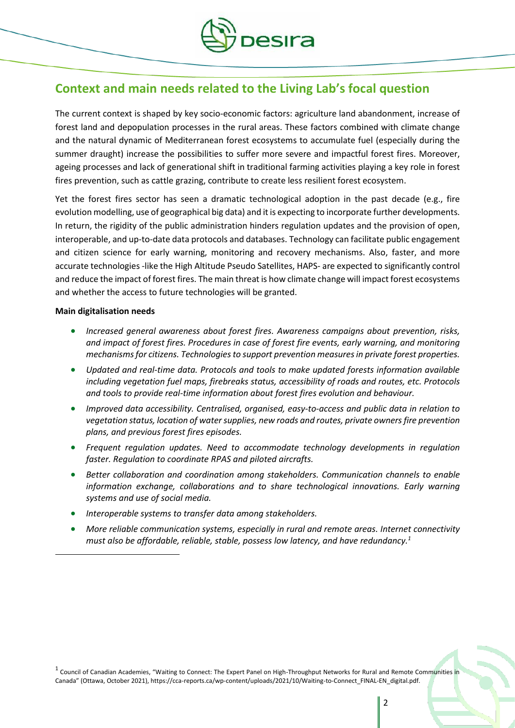## Context and main needs related to the Living Lab's focal question

The current context is shaped by key socio-economic factors: agriculture land abandonment, increase of forest land and depopulation processes in the rural areas. These factors combined with climate change and the natural dynamic of Mediterranean forest ecosystems to accumulate fuel (especially during the summer draught) increase the possibilities to suffer more severe and impactful forest fires. Moreover, ageing processes and lack of generational shift in traditional farming activities playing a key role in forest fires prevention, such as cattle grazing, contribute to create less resilient forest ecosystem.

Yet the forest fires sector has seen a dramatic technological adoption in the past decade (e.g., fire evolution modelling, use of geographical big data) and it is expecting to incorporate further developments. In return, the rigidity of the public administration hinders regulation updates and the provision of open, interoperable, and up-to-date data protocols and databases. Technology can facilitate public engagement and citizen science for early warning, monitoring and recovery mechanisms. Also, faster, and more accurate technologies -like the High Altitude Pseudo Satellites, HAPS- are expected to significantly control and reduce the impact of forest fires. The main threat is how climate change will impact forest ecosystems and whether the access to future technologies will be granted.

**Main digitalisation needs**

- *Increased general awareness about forest fires. Awareness campaigns about prevention, risks, and impact of forest fires. Procedures in case of forest fire events, early warning, and monitoring mechanisms for citizens. Technologies to support prevention measures in private forest properties.*
- *Updated and real-time data. Protocols and tools to make updated forests information available including vegetation fuel maps, firebreaks status, accessibility of roads and routes, etc. Protocols and tools to provide real-time information about forest fires evolution and behaviour.*
- *Improved data accessibility. Centralised, organised, easy-to-access and public data in relation to vegetation status, location of water supplies, new roads and routes, private owners fire prevention plans, and previous forest fires episodes.*
- *Frequent regulation updates. Need to accommodate technology developments in regulation faster. Regulation to coordinate RPAS and piloted aircrafts.*
- *Better collaboration and coordination among stakeholders. Communication channels to enable information exchange, collaborations and to share technological innovations. Early warning systems and use of social media.*
- *Interoperable systems to transfer data among stakeholders.*
- *More reliable communication systems, especially in rural and remote areas. Internet connectivity must also be affordable, reliable, stable, possess low latency, and have redundancy.*[1]

[1] Council of Canadian Academies, "Waiting to Connect: The Expert Panel on High-Throughput Networks for Rural and Remote Communities in Canada" (Ottawa, October 2021), https://cca-reports.ca/wp-content/uploads/2021/10/Waiting-to-Connect_FINAL-EN_digital.pdf.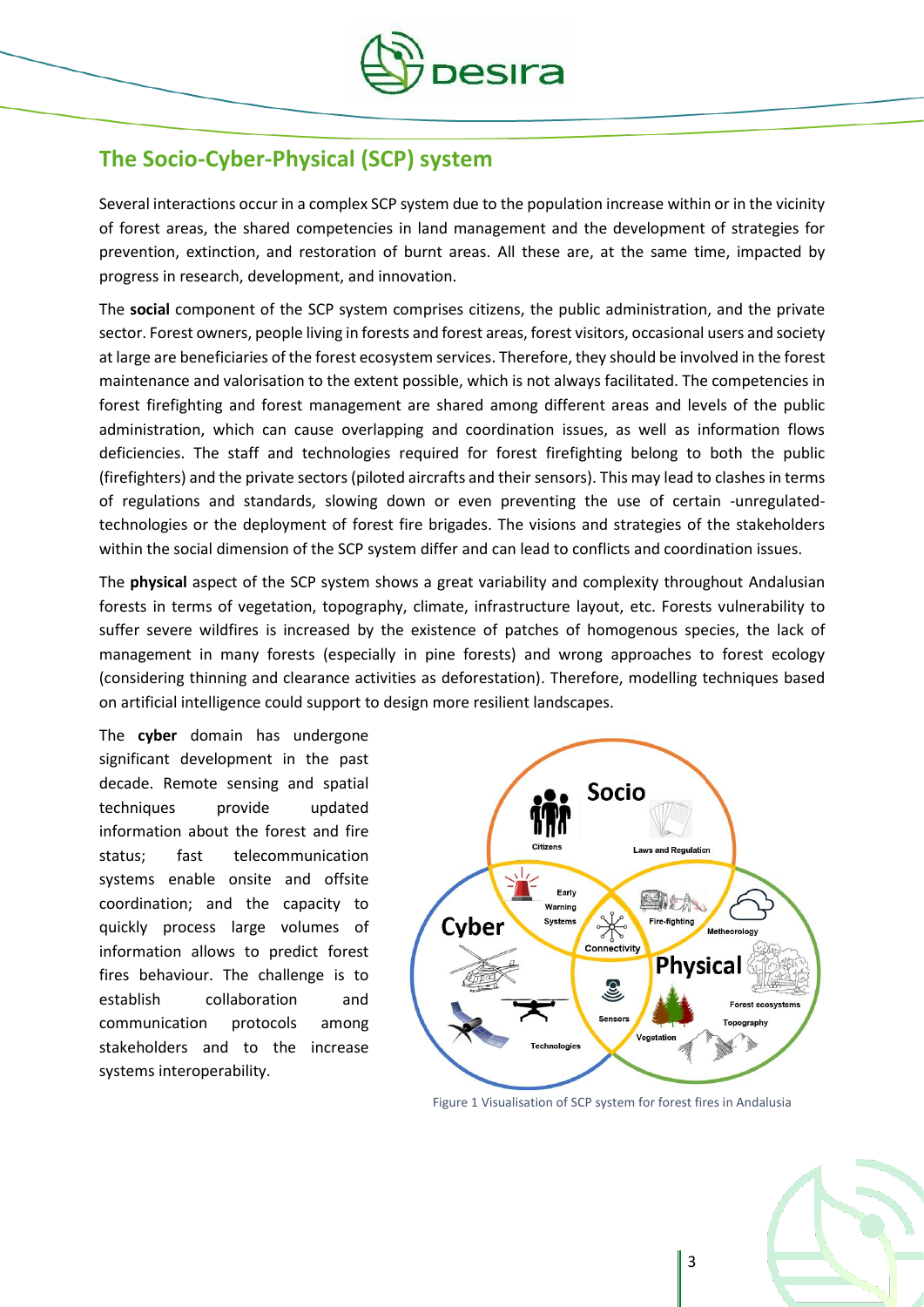## The Socio-Cyber-Physical (SCP) system

Several interactions occur in a complex SCP system due to the population increase within or in the vicinity of forest areas, the shared competencies in land management and the development of strategies for prevention, extinction, and restoration of burnt areas. All these are, at the same time, impacted by progress in research, development, and innovation.

The **social** component of the SCP system comprises citizens, the public administration, and the private sector. Forest owners, people living in forests and forest areas, forest visitors, occasional users and society at large are beneficiaries of the forest ecosystem services. Therefore, they should be involved in the forest maintenance and valorisation to the extent possible, which is not always facilitated. The competencies in forest firefighting and forest management are shared among different areas and levels of the public administration, which can cause overlapping and coordination issues, as well as information flows deficiencies. The staff and technologies required for forest firefighting belong to both the public (firefighters) and the private sectors (piloted aircrafts and their sensors). This may lead to clashes in terms of regulations and standards, slowing down or even preventing the use of certain -unregulated- technologies or the deployment of forest fire brigades. The visions and strategies of the stakeholders within the social dimension of the SCP system differ and can lead to conflicts and coordination issues.

The **physical** aspect of the SCP system shows a great variability and complexity throughout Andalusian forests in terms of vegetation, topography, climate, infrastructure layout, etc. Forests vulnerability to suffer severe wildfires is increased by the existence of patches of homogenous species, the lack of management in many forests (especially in pine forests) and wrong approaches to forest ecology (considering thinning and clearance activities as deforestation). Therefore, modelling techniques based on artificial intelligence could support to design more resilient landscapes.

The **cyber** domain has undergone significant development in the past decade. Remote sensing and spatial techniques provide updated information about the forest and fire status; fast telecommunication systems enable onsite and offsite coordination; and the capacity to quickly process large volumes of information allows to predict forest fires behaviour. The challenge is to establish collaboration and communication protocols among stakeholders and to the increase systems interoperability.

Figure 1 Visualisation of SCP system for forest fires in Andalusia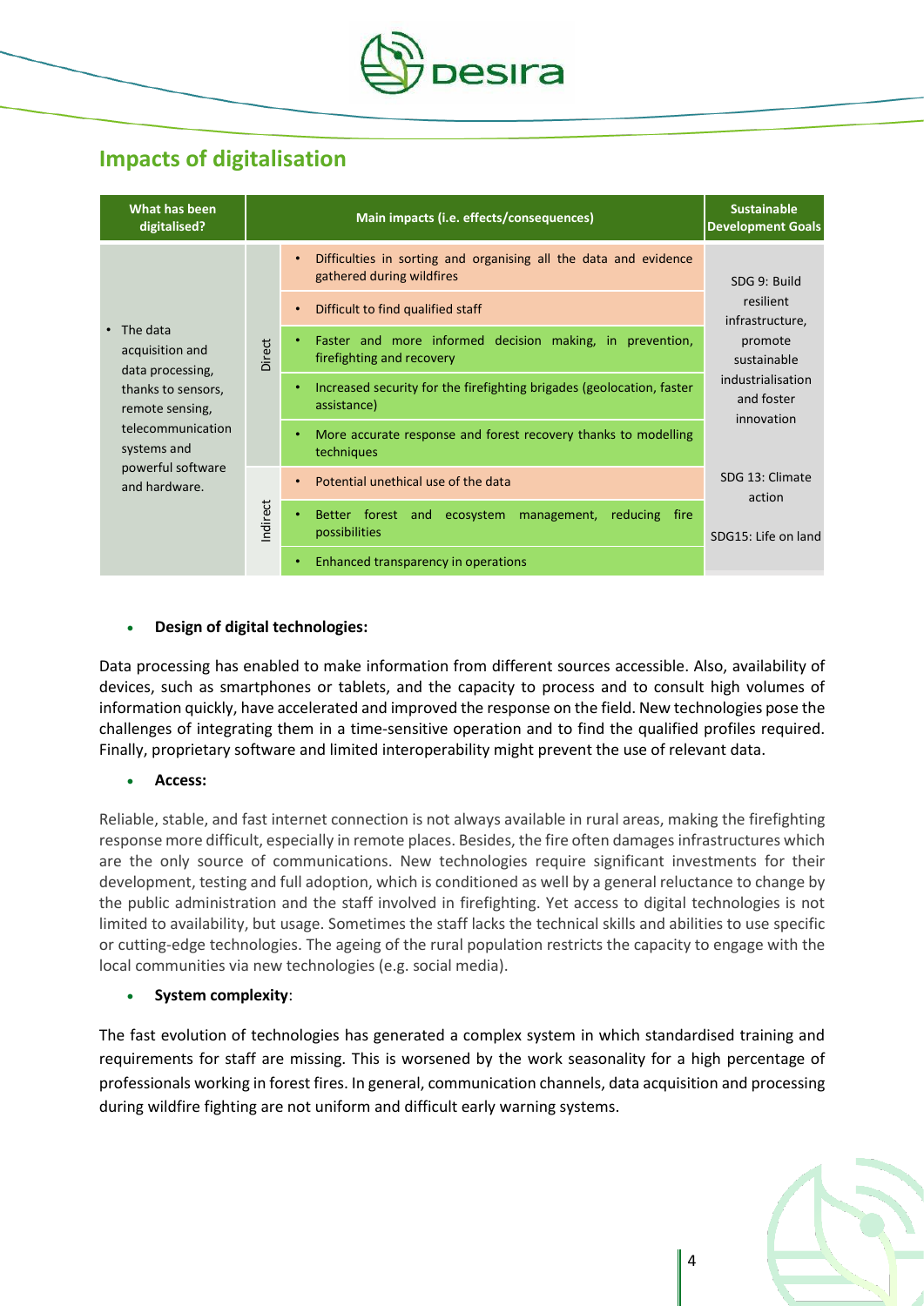## Impacts of digitalisation

| What has been digitalised? | | Main impacts (i.e. effects/consequences) | Sustainable Development Goals |
|---|---|---|---|
| • The data acquisition and data processing, thanks to sensors, remote sensing, telecommunication systems and powerful software and hardware. | Direct | • Difficulties in sorting and organising all the data and evidence gathered during wildfires | SDG 9: Build resilient infrastructure, promote sustainable industrialisation and foster innovation |
| | | • Difficult to find qualified staff | |
| | | • Faster and more informed decision making, in prevention, firefighting and recovery | |
| | | • Increased security for the firefighting brigades (geolocation, faster assistance) | |
| | | • More accurate response and forest recovery thanks to modelling techniques | |
| | Indirect | • Potential unethical use of the data | SDG 13: Climate action |
| | | • Better forest and ecosystem management, reducing fire possibilities | SDG15: Life on land |
| | | • Enhanced transparency in operations | |

- **Design of digital technologies:**

Data processing has enabled to make information from different sources accessible. Also, availability of devices, such as smartphones or tablets, and the capacity to process and to consult high volumes of information quickly, have accelerated and improved the response on the field. New technologies pose the challenges of integrating them in a time-sensitive operation and to find the qualified profiles required. Finally, proprietary software and limited interoperability might prevent the use of relevant data.

- **Access:**

Reliable, stable, and fast internet connection is not always available in rural areas, making the firefighting response more difficult, especially in remote places. Besides, the fire often damages infrastructures which are the only source of communications. New technologies require significant investments for their development, testing and full adoption, which is conditioned as well by a general reluctance to change by the public administration and the staff involved in firefighting. Yet access to digital technologies is not limited to availability, but usage. Sometimes the staff lacks the technical skills and abilities to use specific or cutting-edge technologies. The ageing of the rural population restricts the capacity to engage with the local communities via new technologies (e.g. social media).

- **System complexity**:

The fast evolution of technologies has generated a complex system in which standardised training and requirements for staff are missing. This is worsened by the work seasonality for a high percentage of professionals working in forest fires. In general, communication channels, data acquisition and processing during wildfire fighting are not uniform and difficult early warning systems.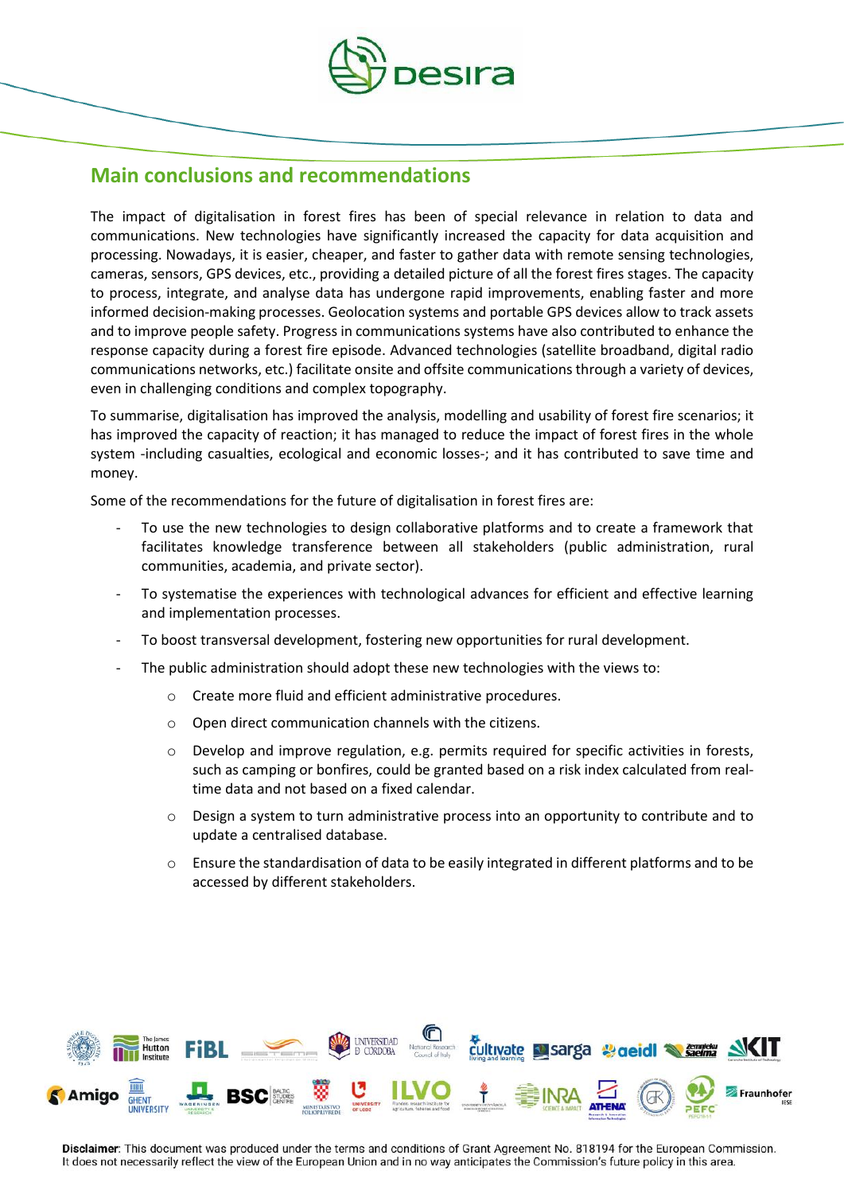## Main conclusions and recommendations

The impact of digitalisation in forest fires has been of special relevance in relation to data and communications. New technologies have significantly increased the capacity for data acquisition and processing. Nowadays, it is easier, cheaper, and faster to gather data with remote sensing technologies, cameras, sensors, GPS devices, etc., providing a detailed picture of all the forest fires stages. The capacity to process, integrate, and analyse data has undergone rapid improvements, enabling faster and more informed decision-making processes. Geolocation systems and portable GPS devices allow to track assets and to improve people safety. Progress in communications systems have also contributed to enhance the response capacity during a forest fire episode. Advanced technologies (satellite broadband, digital radio communications networks, etc.) facilitate onsite and offsite communications through a variety of devices, even in challenging conditions and complex topography.

To summarise, digitalisation has improved the analysis, modelling and usability of forest fire scenarios; it has improved the capacity of reaction; it has managed to reduce the impact of forest fires in the whole system -including casualties, ecological and economic losses-; and it has contributed to save time and money.

Some of the recommendations for the future of digitalisation in forest fires are:

- To use the new technologies to design collaborative platforms and to create a framework that facilitates knowledge transference between all stakeholders (public administration, rural communities, academia, and private sector).
- To systematise the experiences with technological advances for efficient and effective learning and implementation processes.
- To boost transversal development, fostering new opportunities for rural development.
- The public administration should adopt these new technologies with the views to:
  - Create more fluid and efficient administrative procedures.
  - Open direct communication channels with the citizens.
  - Develop and improve regulation, e.g. permits required for specific activities in forests, such as camping or bonfires, could be granted based on a risk index calculated from real-time data and not based on a fixed calendar.
  - Design a system to turn administrative process into an opportunity to contribute and to update a centralised database.
  - Ensure the standardisation of data to be easily integrated in different platforms and to be accessed by different stakeholders.

**Disclaimer**: This document was produced under the terms and conditions of Grant Agreement No. 818194 for the European Commission. It does not necessarily reflect the view of the European Union and in no way anticipates the Commission's future policy in this area.